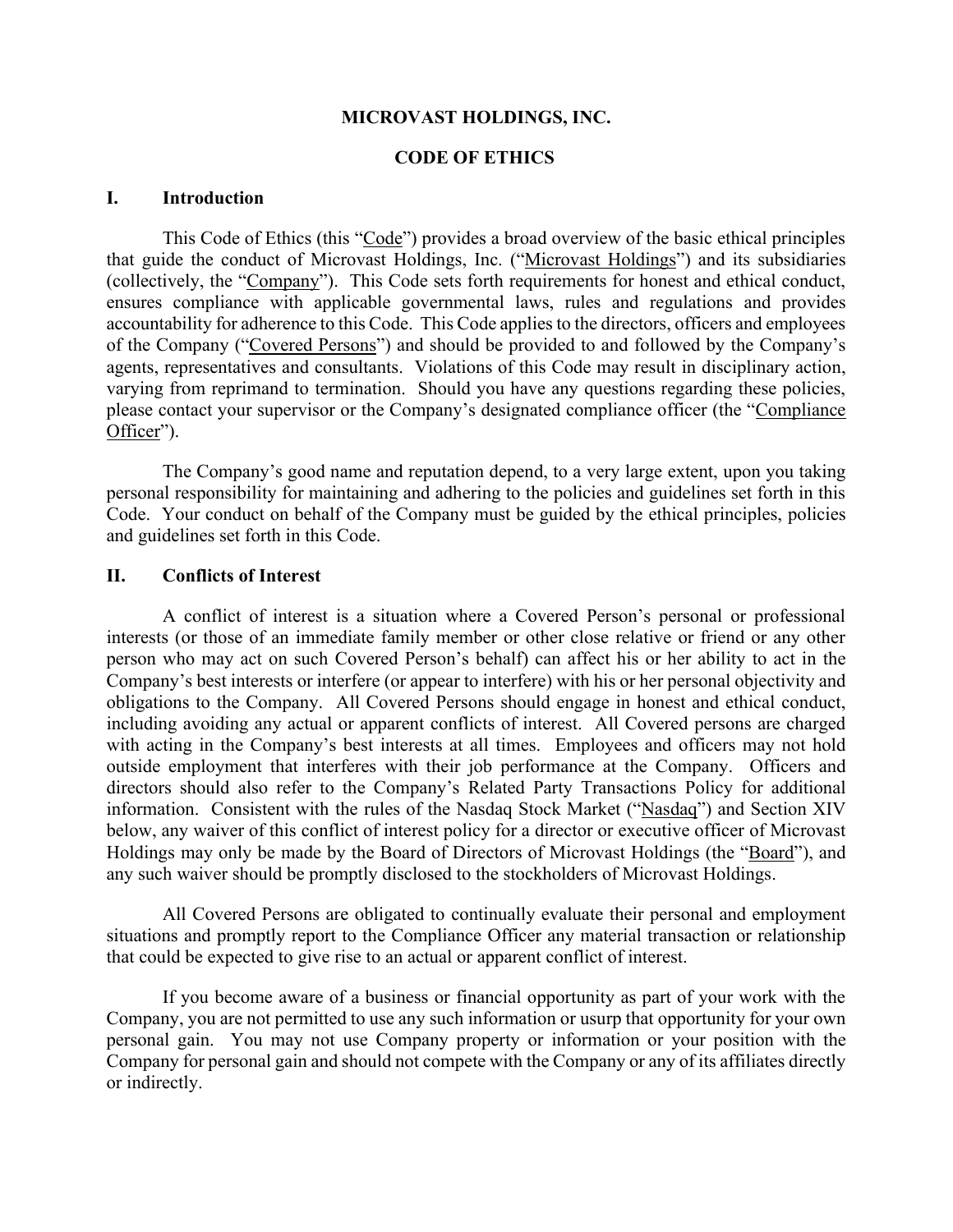**MICROVAST HOLDINGS, INC.**

**CODE OF ETHICS**

## I. Introduction

This Code of Ethics (this "Code") provides a broad overview of the basic ethical principles that guide the conduct of Microvast Holdings, Inc. ("Microvast Holdings") and its subsidiaries (collectively, the "Company"). This Code sets forth requirements for honest and ethical conduct, ensures compliance with applicable governmental laws, rules and regulations and provides accountability for adherence to this Code. This Code applies to the directors, officers and employees of the Company ("Covered Persons") and should be provided to and followed by the Company's agents, representatives and consultants. Violations of this Code may result in disciplinary action, varying from reprimand to termination. Should you have any questions regarding these policies, please contact your supervisor or the Company's designated compliance officer (the "Compliance Officer").

The Company's good name and reputation depend, to a very large extent, upon you taking personal responsibility for maintaining and adhering to the policies and guidelines set forth in this Code. Your conduct on behalf of the Company must be guided by the ethical principles, policies and guidelines set forth in this Code.

## II. Conflicts of Interest

A conflict of interest is a situation where a Covered Person's personal or professional interests (or those of an immediate family member or other close relative or friend or any other person who may act on such Covered Person's behalf) can affect his or her ability to act in the Company's best interests or interfere (or appear to interfere) with his or her personal objectivity and obligations to the Company. All Covered Persons should engage in honest and ethical conduct, including avoiding any actual or apparent conflicts of interest. All Covered persons are charged with acting in the Company's best interests at all times. Employees and officers may not hold outside employment that interferes with their job performance at the Company. Officers and directors should also refer to the Company's Related Party Transactions Policy for additional information. Consistent with the rules of the Nasdaq Stock Market ("Nasdaq") and Section XIV below, any waiver of this conflict of interest policy for a director or executive officer of Microvast Holdings may only be made by the Board of Directors of Microvast Holdings (the "Board"), and any such waiver should be promptly disclosed to the stockholders of Microvast Holdings.

All Covered Persons are obligated to continually evaluate their personal and employment situations and promptly report to the Compliance Officer any material transaction or relationship that could be expected to give rise to an actual or apparent conflict of interest.

If you become aware of a business or financial opportunity as part of your work with the Company, you are not permitted to use any such information or usurp that opportunity for your own personal gain. You may not use Company property or information or your position with the Company for personal gain and should not compete with the Company or any of its affiliates directly or indirectly.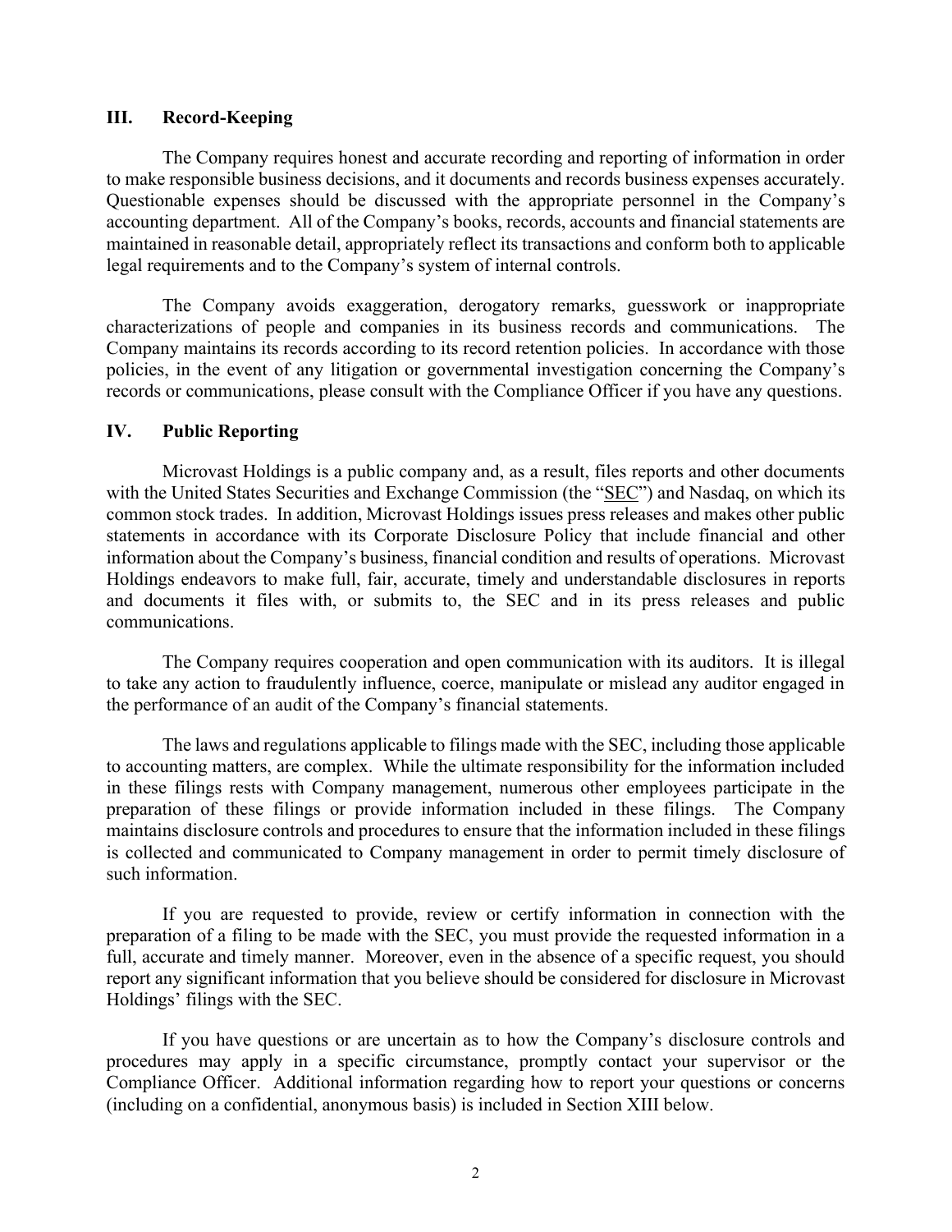## III. Record-Keeping

The Company requires honest and accurate recording and reporting of information in order to make responsible business decisions, and it documents and records business expenses accurately. Questionable expenses should be discussed with the appropriate personnel in the Company's accounting department. All of the Company's books, records, accounts and financial statements are maintained in reasonable detail, appropriately reflect its transactions and conform both to applicable legal requirements and to the Company's system of internal controls.

The Company avoids exaggeration, derogatory remarks, guesswork or inappropriate characterizations of people and companies in its business records and communications. The Company maintains its records according to its record retention policies. In accordance with those policies, in the event of any litigation or governmental investigation concerning the Company's records or communications, please consult with the Compliance Officer if you have any questions.

## IV. Public Reporting

Microvast Holdings is a public company and, as a result, files reports and other documents with the United States Securities and Exchange Commission (the "SEC") and Nasdaq, on which its common stock trades. In addition, Microvast Holdings issues press releases and makes other public statements in accordance with its Corporate Disclosure Policy that include financial and other information about the Company's business, financial condition and results of operations. Microvast Holdings endeavors to make full, fair, accurate, timely and understandable disclosures in reports and documents it files with, or submits to, the SEC and in its press releases and public communications.

The Company requires cooperation and open communication with its auditors. It is illegal to take any action to fraudulently influence, coerce, manipulate or mislead any auditor engaged in the performance of an audit of the Company's financial statements.

The laws and regulations applicable to filings made with the SEC, including those applicable to accounting matters, are complex. While the ultimate responsibility for the information included in these filings rests with Company management, numerous other employees participate in the preparation of these filings or provide information included in these filings. The Company maintains disclosure controls and procedures to ensure that the information included in these filings is collected and communicated to Company management in order to permit timely disclosure of such information.

If you are requested to provide, review or certify information in connection with the preparation of a filing to be made with the SEC, you must provide the requested information in a full, accurate and timely manner. Moreover, even in the absence of a specific request, you should report any significant information that you believe should be considered for disclosure in Microvast Holdings' filings with the SEC.

If you have questions or are uncertain as to how the Company's disclosure controls and procedures may apply in a specific circumstance, promptly contact your supervisor or the Compliance Officer. Additional information regarding how to report your questions or concerns (including on a confidential, anonymous basis) is included in Section XIII below.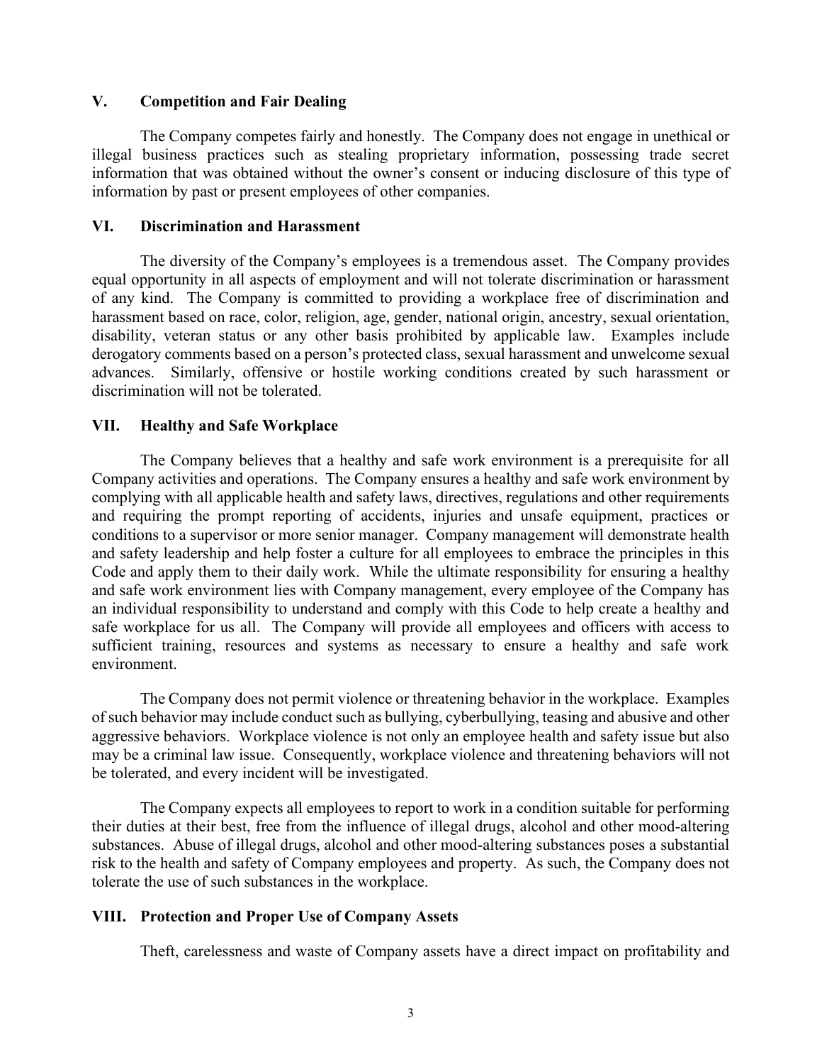## V. Competition and Fair Dealing

The Company competes fairly and honestly. The Company does not engage in unethical or illegal business practices such as stealing proprietary information, possessing trade secret information that was obtained without the owner's consent or inducing disclosure of this type of information by past or present employees of other companies.

## VI. Discrimination and Harassment

The diversity of the Company's employees is a tremendous asset. The Company provides equal opportunity in all aspects of employment and will not tolerate discrimination or harassment of any kind. The Company is committed to providing a workplace free of discrimination and harassment based on race, color, religion, age, gender, national origin, ancestry, sexual orientation, disability, veteran status or any other basis prohibited by applicable law. Examples include derogatory comments based on a person's protected class, sexual harassment and unwelcome sexual advances. Similarly, offensive or hostile working conditions created by such harassment or discrimination will not be tolerated.

## VII. Healthy and Safe Workplace

The Company believes that a healthy and safe work environment is a prerequisite for all Company activities and operations. The Company ensures a healthy and safe work environment by complying with all applicable health and safety laws, directives, regulations and other requirements and requiring the prompt reporting of accidents, injuries and unsafe equipment, practices or conditions to a supervisor or more senior manager. Company management will demonstrate health and safety leadership and help foster a culture for all employees to embrace the principles in this Code and apply them to their daily work. While the ultimate responsibility for ensuring a healthy and safe work environment lies with Company management, every employee of the Company has an individual responsibility to understand and comply with this Code to help create a healthy and safe workplace for us all. The Company will provide all employees and officers with access to sufficient training, resources and systems as necessary to ensure a healthy and safe work environment.

The Company does not permit violence or threatening behavior in the workplace. Examples of such behavior may include conduct such as bullying, cyberbullying, teasing and abusive and other aggressive behaviors. Workplace violence is not only an employee health and safety issue but also may be a criminal law issue. Consequently, workplace violence and threatening behaviors will not be tolerated, and every incident will be investigated.

The Company expects all employees to report to work in a condition suitable for performing their duties at their best, free from the influence of illegal drugs, alcohol and other mood-altering substances. Abuse of illegal drugs, alcohol and other mood-altering substances poses a substantial risk to the health and safety of Company employees and property. As such, the Company does not tolerate the use of such substances in the workplace.

## VIII. Protection and Proper Use of Company Assets

Theft, carelessness and waste of Company assets have a direct impact on profitability and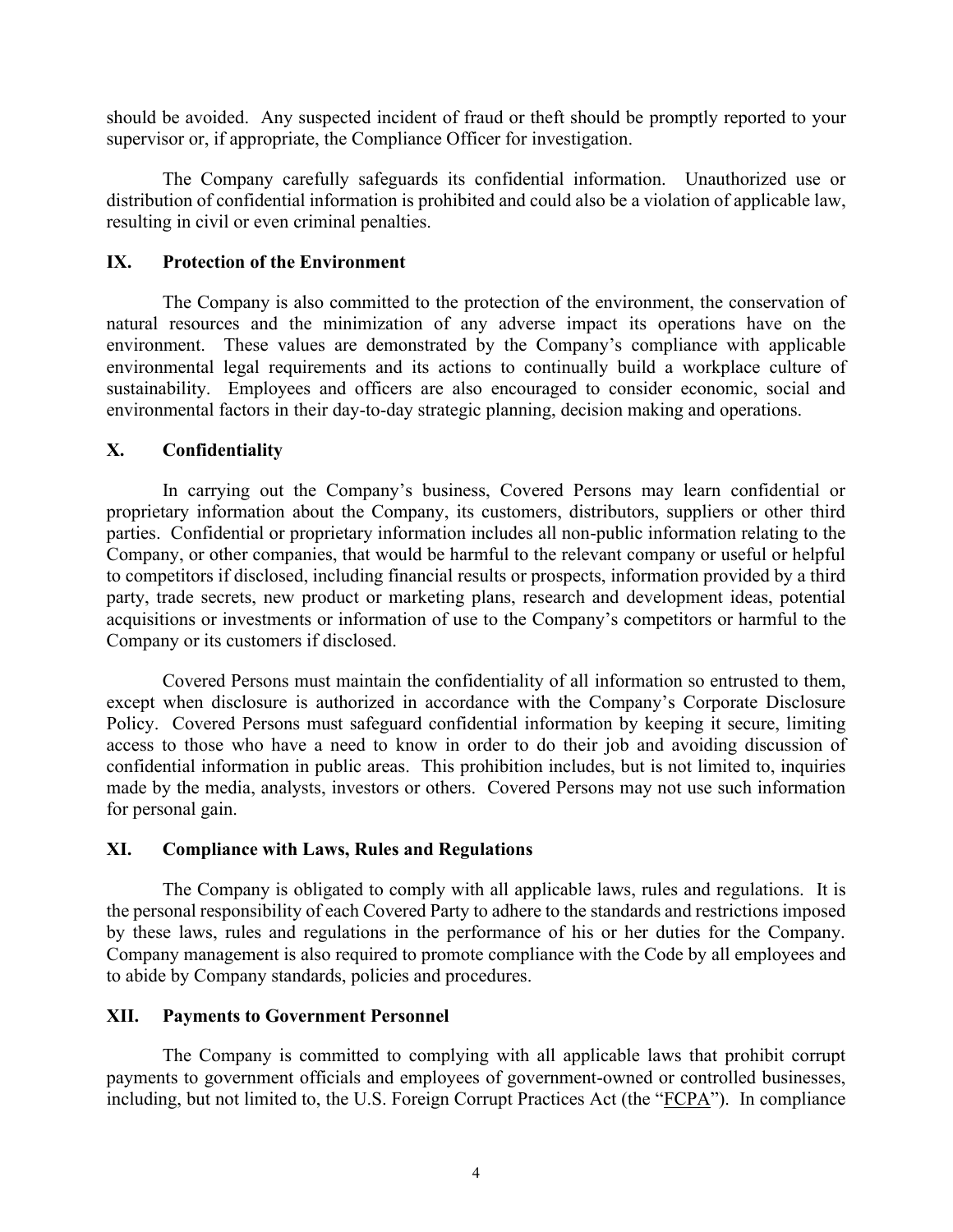should be avoided. Any suspected incident of fraud or theft should be promptly reported to your supervisor or, if appropriate, the Compliance Officer for investigation.

The Company carefully safeguards its confidential information. Unauthorized use or distribution of confidential information is prohibited and could also be a violation of applicable law, resulting in civil or even criminal penalties.

## IX. Protection of the Environment

The Company is also committed to the protection of the environment, the conservation of natural resources and the minimization of any adverse impact its operations have on the environment. These values are demonstrated by the Company's compliance with applicable environmental legal requirements and its actions to continually build a workplace culture of sustainability. Employees and officers are also encouraged to consider economic, social and environmental factors in their day-to-day strategic planning, decision making and operations.

## X. Confidentiality

In carrying out the Company's business, Covered Persons may learn confidential or proprietary information about the Company, its customers, distributors, suppliers or other third parties. Confidential or proprietary information includes all non-public information relating to the Company, or other companies, that would be harmful to the relevant company or useful or helpful to competitors if disclosed, including financial results or prospects, information provided by a third party, trade secrets, new product or marketing plans, research and development ideas, potential acquisitions or investments or information of use to the Company's competitors or harmful to the Company or its customers if disclosed.

Covered Persons must maintain the confidentiality of all information so entrusted to them, except when disclosure is authorized in accordance with the Company's Corporate Disclosure Policy. Covered Persons must safeguard confidential information by keeping it secure, limiting access to those who have a need to know in order to do their job and avoiding discussion of confidential information in public areas. This prohibition includes, but is not limited to, inquiries made by the media, analysts, investors or others. Covered Persons may not use such information for personal gain.

## XI. Compliance with Laws, Rules and Regulations

The Company is obligated to comply with all applicable laws, rules and regulations. It is the personal responsibility of each Covered Party to adhere to the standards and restrictions imposed by these laws, rules and regulations in the performance of his or her duties for the Company. Company management is also required to promote compliance with the Code by all employees and to abide by Company standards, policies and procedures.

## XII. Payments to Government Personnel

The Company is committed to complying with all applicable laws that prohibit corrupt payments to government officials and employees of government-owned or controlled businesses, including, but not limited to, the U.S. Foreign Corrupt Practices Act (the "FCPA"). In compliance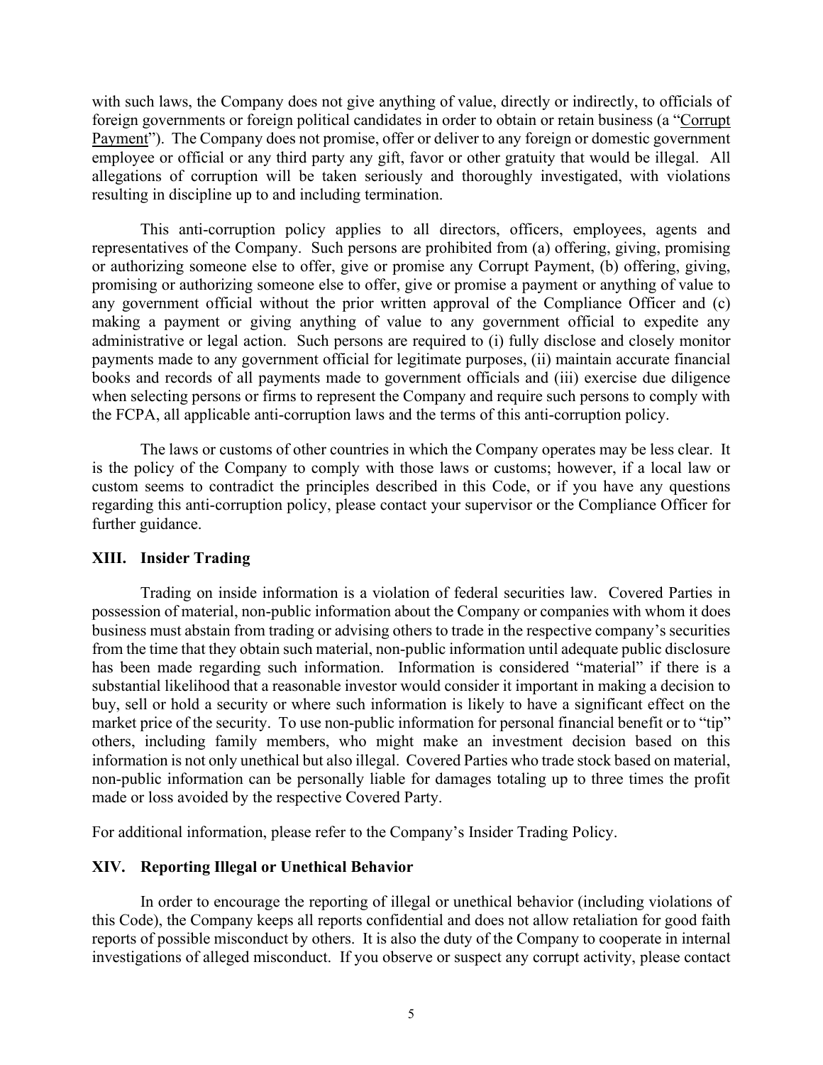with such laws, the Company does not give anything of value, directly or indirectly, to officials of foreign governments or foreign political candidates in order to obtain or retain business (a "Corrupt Payment"). The Company does not promise, offer or deliver to any foreign or domestic government employee or official or any third party any gift, favor or other gratuity that would be illegal. All allegations of corruption will be taken seriously and thoroughly investigated, with violations resulting in discipline up to and including termination.

This anti-corruption policy applies to all directors, officers, employees, agents and representatives of the Company. Such persons are prohibited from (a) offering, giving, promising or authorizing someone else to offer, give or promise any Corrupt Payment, (b) offering, giving, promising or authorizing someone else to offer, give or promise a payment or anything of value to any government official without the prior written approval of the Compliance Officer and (c) making a payment or giving anything of value to any government official to expedite any administrative or legal action. Such persons are required to (i) fully disclose and closely monitor payments made to any government official for legitimate purposes, (ii) maintain accurate financial books and records of all payments made to government officials and (iii) exercise due diligence when selecting persons or firms to represent the Company and require such persons to comply with the FCPA, all applicable anti-corruption laws and the terms of this anti-corruption policy.

The laws or customs of other countries in which the Company operates may be less clear. It is the policy of the Company to comply with those laws or customs; however, if a local law or custom seems to contradict the principles described in this Code, or if you have any questions regarding this anti-corruption policy, please contact your supervisor or the Compliance Officer for further guidance.

## XIII. Insider Trading

Trading on inside information is a violation of federal securities law. Covered Parties in possession of material, non-public information about the Company or companies with whom it does business must abstain from trading or advising others to trade in the respective company's securities from the time that they obtain such material, non-public information until adequate public disclosure has been made regarding such information. Information is considered "material" if there is a substantial likelihood that a reasonable investor would consider it important in making a decision to buy, sell or hold a security or where such information is likely to have a significant effect on the market price of the security. To use non-public information for personal financial benefit or to "tip" others, including family members, who might make an investment decision based on this information is not only unethical but also illegal. Covered Parties who trade stock based on material, non-public information can be personally liable for damages totaling up to three times the profit made or loss avoided by the respective Covered Party.

For additional information, please refer to the Company's Insider Trading Policy.

## XIV. Reporting Illegal or Unethical Behavior

In order to encourage the reporting of illegal or unethical behavior (including violations of this Code), the Company keeps all reports confidential and does not allow retaliation for good faith reports of possible misconduct by others. It is also the duty of the Company to cooperate in internal investigations of alleged misconduct. If you observe or suspect any corrupt activity, please contact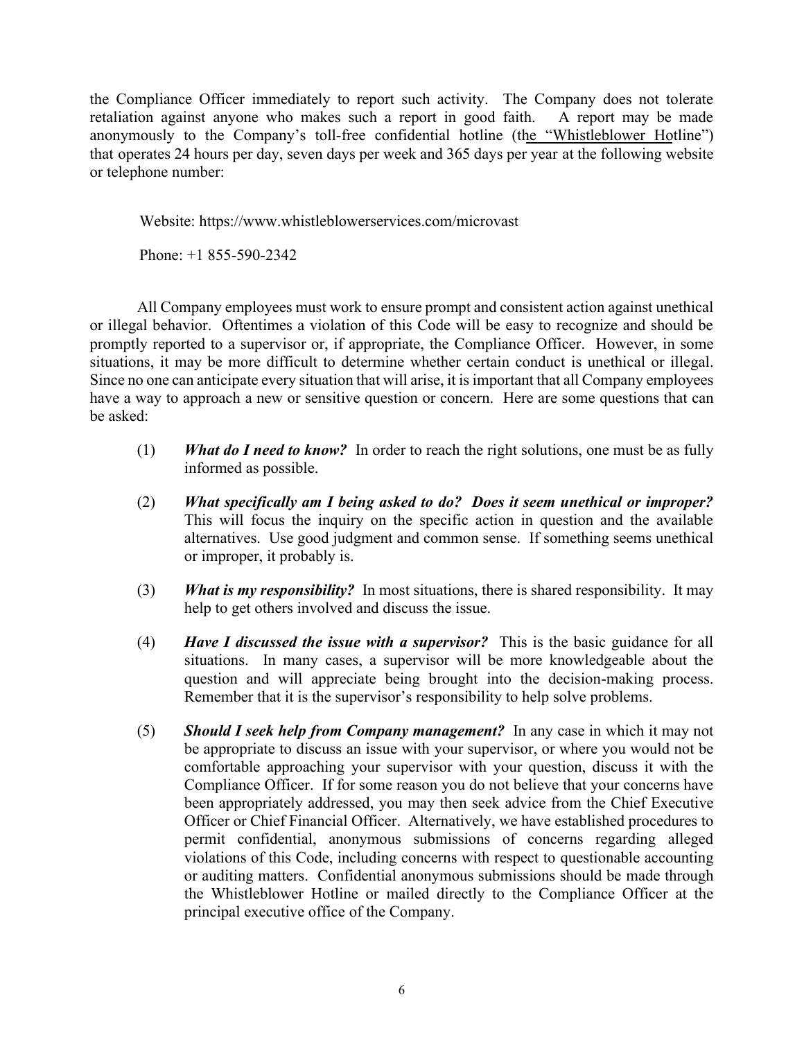the Compliance Officer immediately to report such activity. The Company does not tolerate retaliation against anyone who makes such a report in good faith. A report may be made anonymously to the Company's toll-free confidential hotline (the "Whistleblower Hotline") that operates 24 hours per day, seven days per week and 365 days per year at the following website or telephone number:

Website: https://www.whistleblowerservices.com/microvast

Phone: +1 855-590-2342

All Company employees must work to ensure prompt and consistent action against unethical or illegal behavior. Oftentimes a violation of this Code will be easy to recognize and should be promptly reported to a supervisor or, if appropriate, the Compliance Officer. However, in some situations, it may be more difficult to determine whether certain conduct is unethical or illegal. Since no one can anticipate every situation that will arise, it is important that all Company employees have a way to approach a new or sensitive question or concern. Here are some questions that can be asked:

(1) ***What do I need to know?*** In order to reach the right solutions, one must be as fully informed as possible.

(2) ***What specifically am I being asked to do? Does it seem unethical or improper?*** This will focus the inquiry on the specific action in question and the available alternatives. Use good judgment and common sense. If something seems unethical or improper, it probably is.

(3) ***What is my responsibility?*** In most situations, there is shared responsibility. It may help to get others involved and discuss the issue.

(4) ***Have I discussed the issue with a supervisor?*** This is the basic guidance for all situations. In many cases, a supervisor will be more knowledgeable about the question and will appreciate being brought into the decision-making process. Remember that it is the supervisor's responsibility to help solve problems.

(5) ***Should I seek help from Company management?*** In any case in which it may not be appropriate to discuss an issue with your supervisor, or where you would not be comfortable approaching your supervisor with your question, discuss it with the Compliance Officer. If for some reason you do not believe that your concerns have been appropriately addressed, you may then seek advice from the Chief Executive Officer or Chief Financial Officer. Alternatively, we have established procedures to permit confidential, anonymous submissions of concerns regarding alleged violations of this Code, including concerns with respect to questionable accounting or auditing matters. Confidential anonymous submissions should be made through the Whistleblower Hotline or mailed directly to the Compliance Officer at the principal executive office of the Company.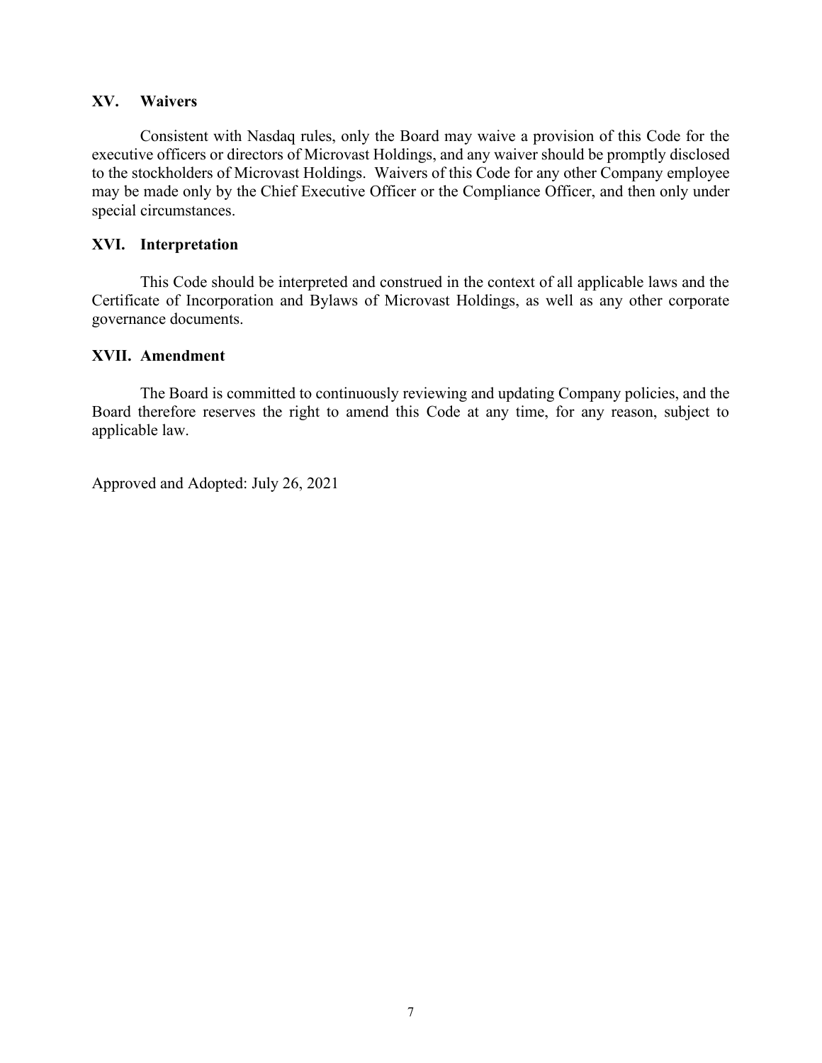## XV. Waivers

Consistent with Nasdaq rules, only the Board may waive a provision of this Code for the executive officers or directors of Microvast Holdings, and any waiver should be promptly disclosed to the stockholders of Microvast Holdings. Waivers of this Code for any other Company employee may be made only by the Chief Executive Officer or the Compliance Officer, and then only under special circumstances.

## XVI. Interpretation

This Code should be interpreted and construed in the context of all applicable laws and the Certificate of Incorporation and Bylaws of Microvast Holdings, as well as any other corporate governance documents.

## XVII. Amendment

The Board is committed to continuously reviewing and updating Company policies, and the Board therefore reserves the right to amend this Code at any time, for any reason, subject to applicable law.

Approved and Adopted: July 26, 2021